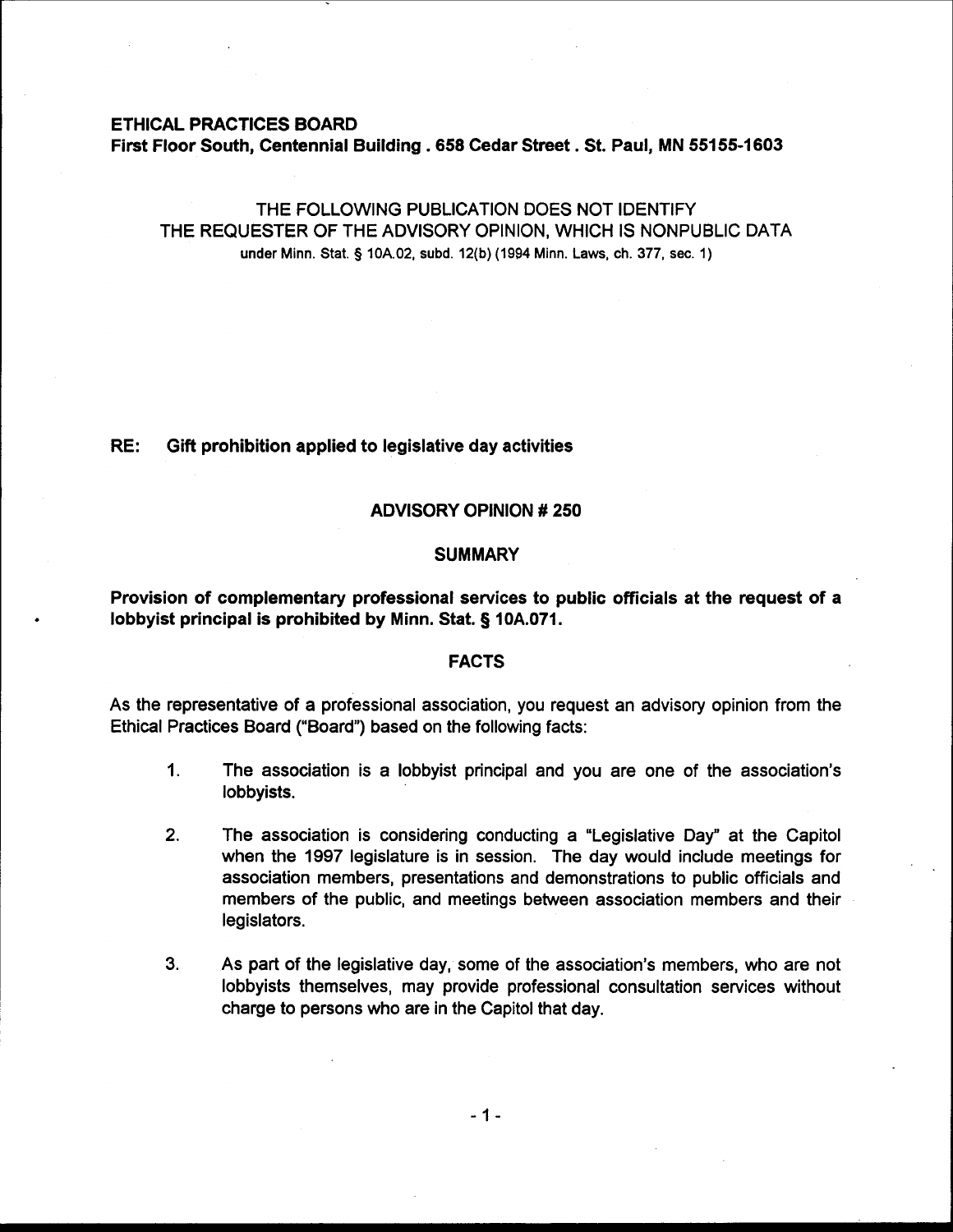**ETHICAL PRACTICES BOARD**
**First Floor South, Centennial Building . 658 Cedar Street . St. Paul, MN 55155-1603**

THE FOLLOWING PUBLICATION DOES NOT IDENTIFY
THE REQUESTER OF THE ADVISORY OPINION, WHICH IS NONPUBLIC DATA
under Minn. Stat. § 10A.02, subd. 12(b) (1994 Minn. Laws, ch. 377, sec. 1)

**RE: Gift prohibition applied to legislative day activities**

## ADVISORY OPINION # 250

## SUMMARY

**Provision of complementary professional services to public officials at the request of a lobbyist principal is prohibited by Minn. Stat. § 10A.071.**

## FACTS

As the representative of a professional association, you request an advisory opinion from the Ethical Practices Board ("Board") based on the following facts:

1. The association is a lobbyist principal and you are one of the association's lobbyists.
2. The association is considering conducting a "Legislative Day" at the Capitol when the 1997 legislature is in session. The day would include meetings for association members, presentations and demonstrations to public officials and members of the public, and meetings between association members and their legislators.
3. As part of the legislative day, some of the association's members, who are not lobbyists themselves, may provide professional consultation services without charge to persons who are in the Capitol that day.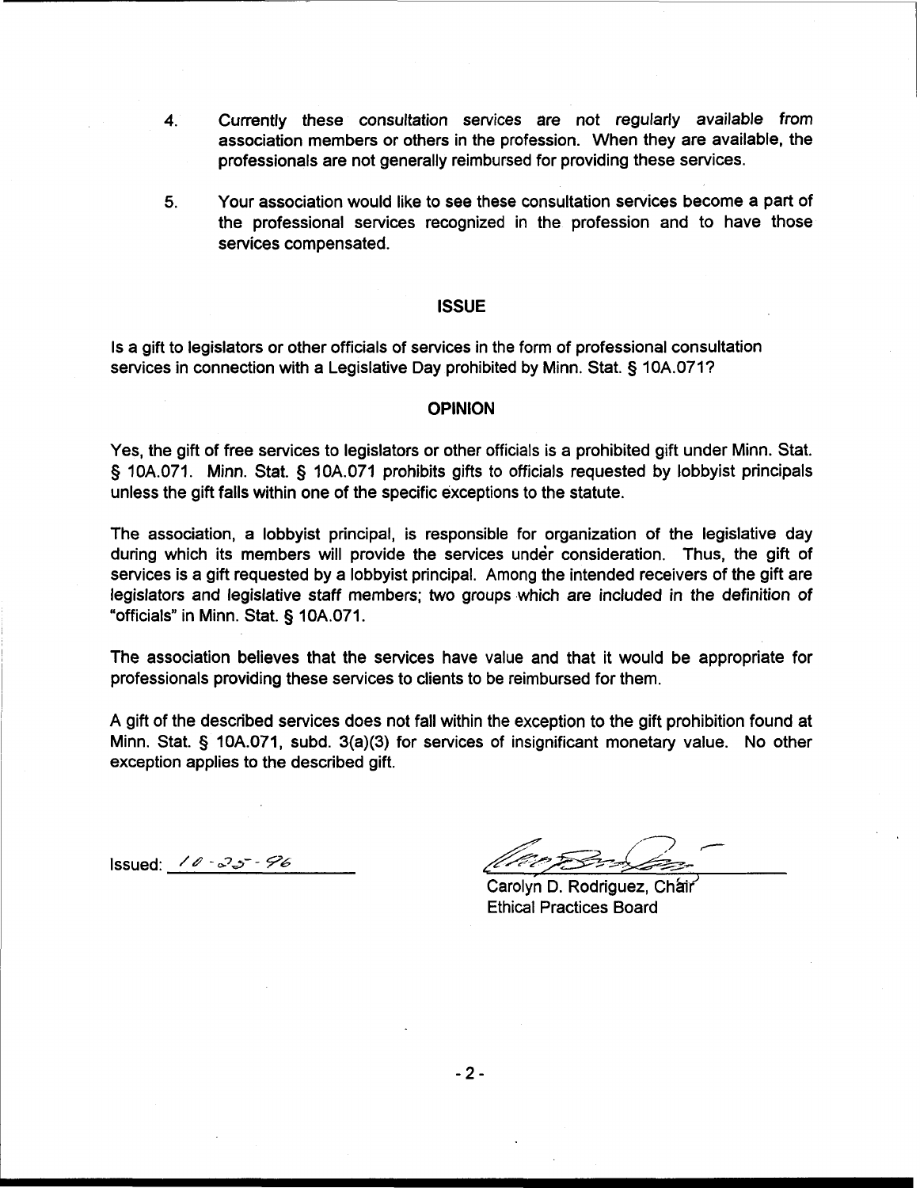4. Currently these consultation services are not regularly available from association members or others in the profession. When they are available, the professionals are not generally reimbursed for providing these services.

5. Your association would like to see these consultation services become a part of the professional services recognized in the profession and to have those services compensated.

## ISSUE

Is a gift to legislators or other officials of services in the form of professional consultation services in connection with a Legislative Day prohibited by Minn. Stat. § 10A.071?

## OPINION

Yes, the gift of free services to legislators or other officials is a prohibited gift under Minn. Stat. § 10A.071. Minn. Stat. § 10A.071 prohibits gifts to officials requested by lobbyist principals unless the gift falls within one of the specific exceptions to the statute.

The association, a lobbyist principal, is responsible for organization of the legislative day during which its members will provide the services under consideration. Thus, the gift of services is a gift requested by a lobbyist principal. Among the intended receivers of the gift are legislators and legislative staff members; two groups which are included in the definition of "officials" in Minn. Stat. § 10A.071.

The association believes that the services have value and that it would be appropriate for professionals providing these services to clients to be reimbursed for them.

A gift of the described services does not fall within the exception to the gift prohibition found at Minn. Stat. § 10A.071, subd. 3(a)(3) for services of insignificant monetary value. No other exception applies to the described gift.

Issued: 10-25-96

Carolyn D. Rodriguez, Chair
Ethical Practices Board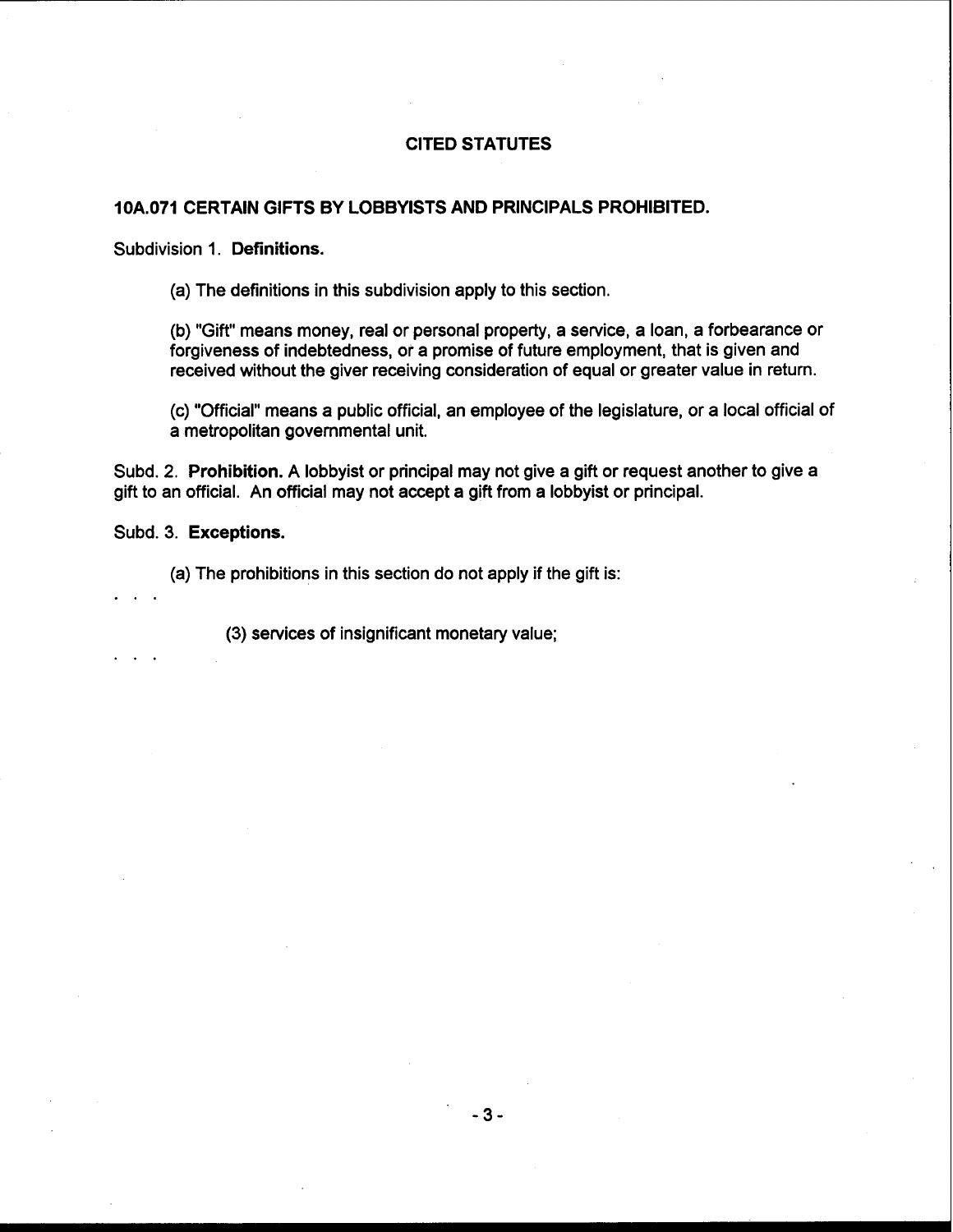## CITED STATUTES

### 10A.071 CERTAIN GIFTS BY LOBBYISTS AND PRINCIPALS PROHIBITED.

Subdivision 1. **Definitions.**

(a) The definitions in this subdivision apply to this section.

(b) "Gift" means money, real or personal property, a service, a loan, a forbearance or forgiveness of indebtedness, or a promise of future employment, that is given and received without the giver receiving consideration of equal or greater value in return.

(c) "Official" means a public official, an employee of the legislature, or a local official of a metropolitan governmental unit.

Subd. 2. **Prohibition.** A lobbyist or principal may not give a gift or request another to give a gift to an official. An official may not accept a gift from a lobbyist or principal.

Subd. 3. **Exceptions.**

(a) The prohibitions in this section do not apply if the gift is:

. . .

(3) services of insignificant monetary value;

. . .